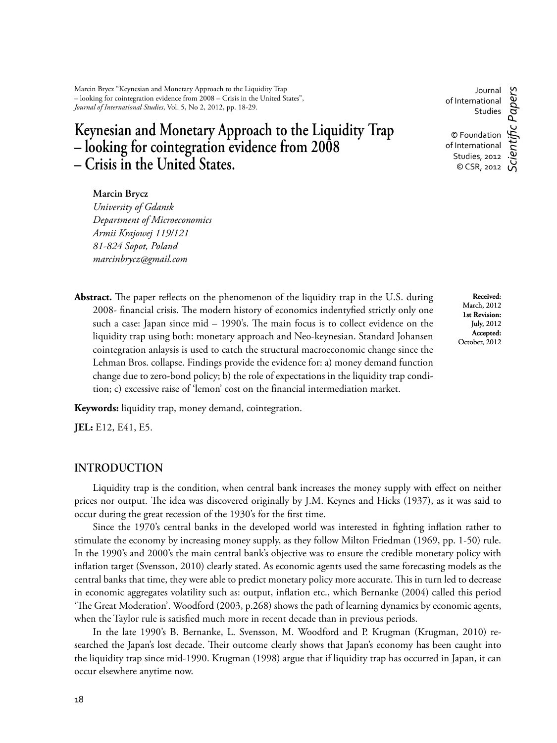Marcin Brycz "Keynesian and Monetary Approach to the Liquidity Trap – looking for cointegration evidence from 2008 – Crisis in the United States", *Journal of International Studies*, Vol. 5, No 2, 2012, pp. 18-29.

Journal of International Studies

© Foundation of International Studies, 2012
© CSR, 2012

*Scientific Papers*

# Keynesian and Monetary Approach to the Liquidity Trap – looking for cointegration evidence from 2008 – Crisis in the United States.

**Marcin Brycz**
*University of Gdansk*
*Department of Microeconomics*
*Armii Krajowej 119/121*
*81-824 Sopot, Poland*
*marcinbrycz@gmail.com*

**Received:** March, 2012
**1st Revision:** July, 2012
**Accepted:** October, 2012

**Abstract.** The paper reflects on the phenomenon of the liquidity trap in the U.S. during 2008- financial crisis. The modern history of economics indentyfied strictly only one such a case: Japan since mid – 1990's. The main focus is to collect evidence on the liquidity trap using both: monetary approach and Neo-keynesian. Standard Johansen cointegration anlaysis is used to catch the structural macroeconomic change since the Lehman Bros. collapse. Findings provide the evidence for: a) money demand function change due to zero-bond policy; b) the role of expectations in the liquidity trap condition; c) excessive raise of 'lemon' cost on the financial intermediation market.

**Keywords:** liquidity trap, money demand, cointegration.

**JEL:** E12, E41, E5.

## INTRODUCTION

Liquidity trap is the condition, when central bank increases the money supply with effect on neither prices nor output. The idea was discovered originally by J.M. Keynes and Hicks (1937), as it was said to occur during the great recession of the 1930's for the first time.

Since the 1970's central banks in the developed world was interested in fighting inflation rather to stimulate the economy by increasing money supply, as they follow Milton Friedman (1969, pp. 1-50) rule. In the 1990's and 2000's the main central bank's objective was to ensure the credible monetary policy with inflation target (Svensson, 2010) clearly stated. As economic agents used the same forecasting models as the central banks that time, they were able to predict monetary policy more accurate. This in turn led to decrease in economic aggregates volatility such as: output, inflation etc., which Bernanke (2004) called this period 'The Great Moderation'. Woodford (2003, p.268) shows the path of learning dynamics by economic agents, when the Taylor rule is satisfied much more in recent decade than in previous periods.

In the late 1990's B. Bernanke, L. Svensson, M. Woodford and P. Krugman (Krugman, 2010) researched the Japan's lost decade. Their outcome clearly shows that Japan's economy has been caught into the liquidity trap since mid-1990. Krugman (1998) argue that if liquidity trap has occurred in Japan, it can occur elsewhere anytime now.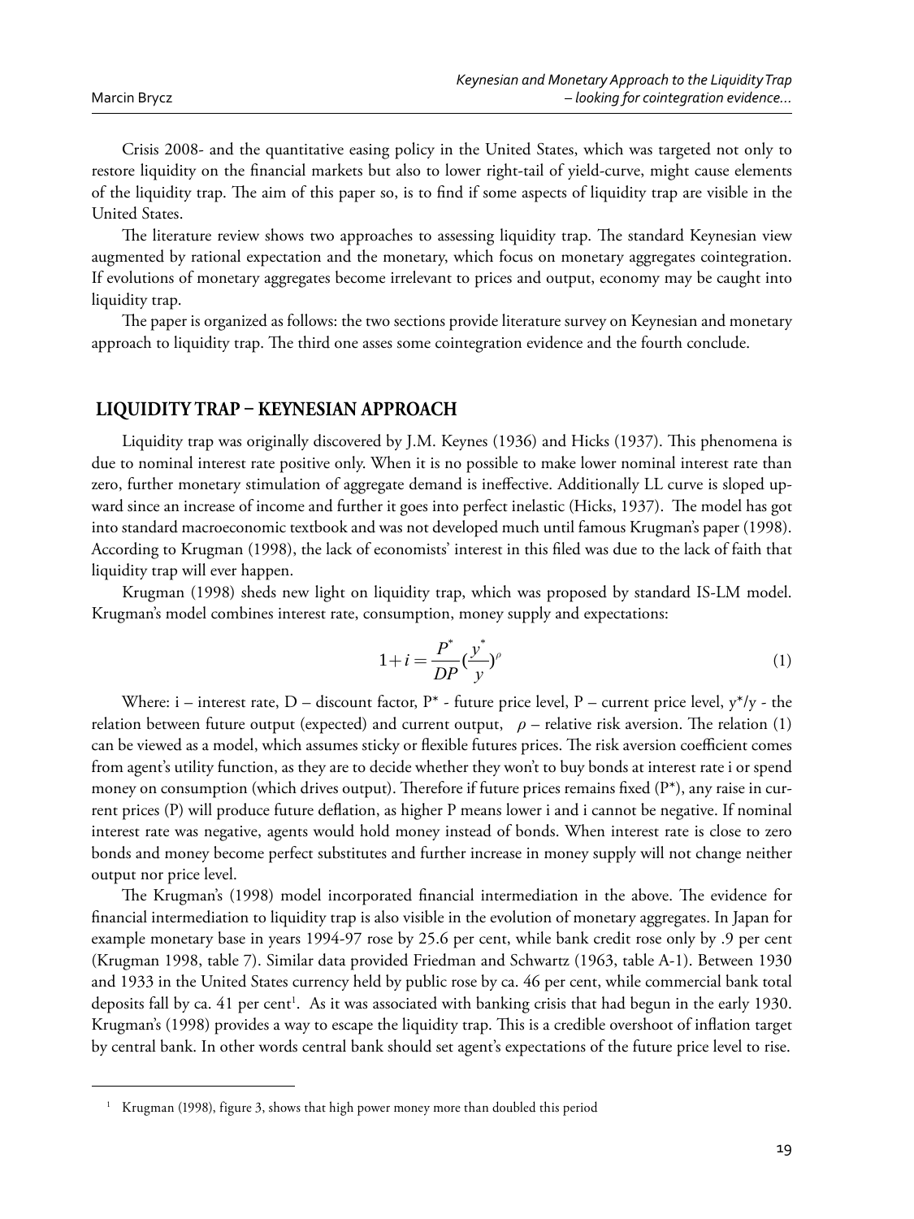Crisis 2008- and the quantitative easing policy in the United States, which was targeted not only to restore liquidity on the financial markets but also to lower right-tail of yield-curve, might cause elements of the liquidity trap. The aim of this paper so, is to find if some aspects of liquidity trap are visible in the United States.

The literature review shows two approaches to assessing liquidity trap. The standard Keynesian view augmented by rational expectation and the monetary, which focus on monetary aggregates cointegration. If evolutions of monetary aggregates become irrelevant to prices and output, economy may be caught into liquidity trap.

The paper is organized as follows: the two sections provide literature survey on Keynesian and monetary approach to liquidity trap. The third one asses some cointegration evidence and the fourth conclude.

## LIQUIDITY TRAP – KEYNESIAN APPROACH

Liquidity trap was originally discovered by J.M. Keynes (1936) and Hicks (1937). This phenomena is due to nominal interest rate positive only. When it is no possible to make lower nominal interest rate than zero, further monetary stimulation of aggregate demand is ineffective. Additionally LL curve is sloped upward since an increase of income and further it goes into perfect inelastic (Hicks, 1937). The model has got into standard macroeconomic textbook and was not developed much until famous Krugman's paper (1998). According to Krugman (1998), the lack of economists' interest in this filed was due to the lack of faith that liquidity trap will ever happen.

Krugman (1998) sheds new light on liquidity trap, which was proposed by standard IS-LM model. Krugman's model combines interest rate, consumption, money supply and expectations:

$$1+i=\frac{P^{*}}{DP}\left(\frac{y^{*}}{y}\right)^{\rho} \tag{1}$$

Where: i – interest rate, D – discount factor, P* - future price level, P – current price level, y*/y - the relation between future output (expected) and current output, $\rho$ – relative risk aversion. The relation (1) can be viewed as a model, which assumes sticky or flexible futures prices. The risk aversion coefficient comes from agent's utility function, as they are to decide whether they won't to buy bonds at interest rate i or spend money on consumption (which drives output). Therefore if future prices remains fixed (P*), any raise in current prices (P) will produce future deflation, as higher P means lower i and i cannot be negative. If nominal interest rate was negative, agents would hold money instead of bonds. When interest rate is close to zero bonds and money become perfect substitutes and further increase in money supply will not change neither output nor price level.

The Krugman's (1998) model incorporated financial intermediation in the above. The evidence for financial intermediation to liquidity trap is also visible in the evolution of monetary aggregates. In Japan for example monetary base in years 1994-97 rose by 25.6 per cent, while bank credit rose only by .9 per cent (Krugman 1998, table 7). Similar data provided Friedman and Schwartz (1963, table A-1). Between 1930 and 1933 in the United States currency held by public rose by ca. 46 per cent, while commercial bank total deposits fall by ca. 41 per cent[1]. As it was associated with banking crisis that had begun in the early 1930. Krugman's (1998) provides a way to escape the liquidity trap. This is a credible overshoot of inflation target by central bank. In other words central bank should set agent's expectations of the future price level to rise.

[1] Krugman (1998), figure 3, shows that high power money more than doubled this period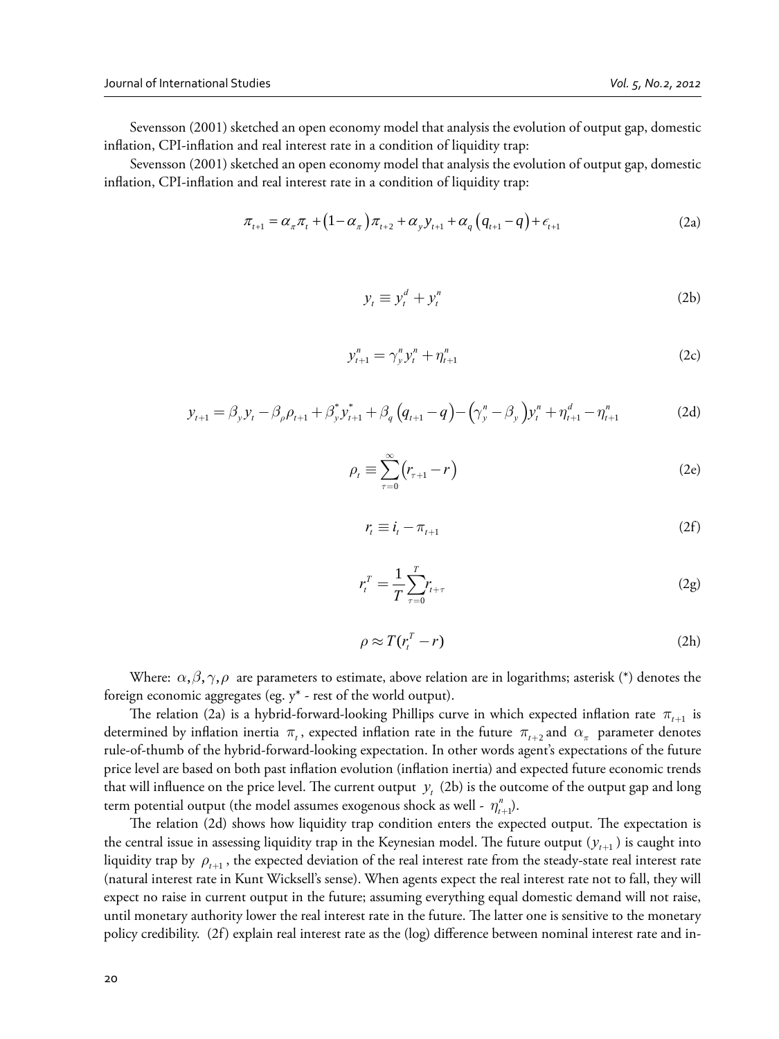Sevensson (2001) sketched an open economy model that analysis the evolution of output gap, domestic inflation, CPI-inflation and real interest rate in a condition of liquidity trap:

Sevensson (2001) sketched an open economy model that analysis the evolution of output gap, domestic inflation, CPI-inflation and real interest rate in a condition of liquidity trap:

$$\pi_{t+1} = \alpha_\pi \pi_t + (1-\alpha_\pi)\pi_{t+2} + \alpha_y y_{t+1} + \alpha_q (q_{t+1} - q) + \epsilon_{t+1} \tag{2a}$$

$$y_t \equiv y_t^d + y_t^n \tag{2b}$$

$$y_{t+1}^n = \gamma_y^n y_t^n + \eta_{t+1}^n \tag{2c}$$

$$y_{t+1} = \beta_y y_t - \beta_\rho \rho_{t+1} + \beta_y^* y_{t+1}^* + \beta_q (q_{t+1} - q) - (\gamma_y^n - \beta_y) y_t^n + \eta_{t+1}^d - \eta_{t+1}^n \tag{2d}$$

$$\rho_t \equiv \sum_{\tau=0}^{\infty} (r_{\tau+1} - r) \tag{2e}$$

$$r_t \equiv i_t - \pi_{t+1} \tag{2f}$$

$$r_t^T = \frac{1}{T} \sum_{\tau=0}^{T} r_{t+\tau} \tag{2g}$$

$$\rho \approx T(r_t^T - r) \tag{2h}$$

Where: $\alpha, \beta, \gamma, \rho$ are parameters to estimate, above relation are in logarithms; asterisk (*) denotes the foreign economic aggregates (eg. y* - rest of the world output).

The relation (2a) is a hybrid-forward-looking Phillips curve in which expected inflation rate $\pi_{t+1}$ is determined by inflation inertia $\pi_t$, expected inflation rate in the future $\pi_{t+2}$ and $\alpha_\pi$ parameter denotes rule-of-thumb of the hybrid-forward-looking expectation. In other words agent's expectations of the future price level are based on both past inflation evolution (inflation inertia) and expected future economic trends that will influence on the price level. The current output $y_t$ (2b) is the outcome of the output gap and long term potential output (the model assumes exogenous shock as well - $\eta_{t+1}^n$).

The relation (2d) shows how liquidity trap condition enters the expected output. The expectation is the central issue in assessing liquidity trap in the Keynesian model. The future output ($y_{t+1}$) is caught into liquidity trap by $\rho_{t+1}$, the expected deviation of the real interest rate from the steady-state real interest rate (natural interest rate in Kunt Wicksell's sense). When agents expect the real interest rate not to fall, they will expect no raise in current output in the future; assuming everything equal domestic demand will not raise, until monetary authority lower the real interest rate in the future. The latter one is sensitive to the monetary policy credibility. (2f) explain real interest rate as the (log) difference between nominal interest rate and in-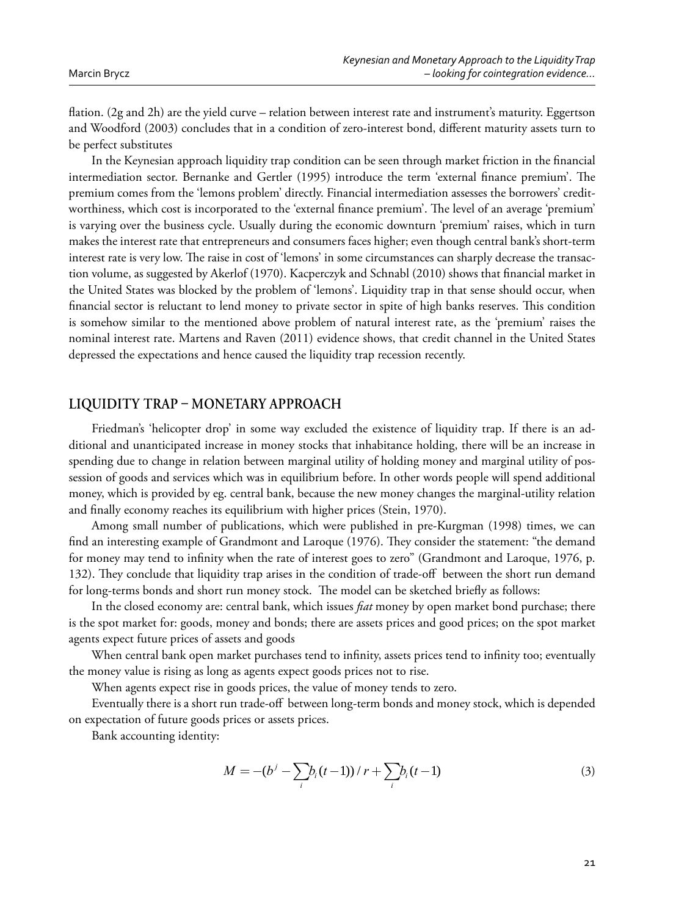flation. (2g and 2h) are the yield curve – relation between interest rate and instrument's maturity. Eggertson and Woodford (2003) concludes that in a condition of zero-interest bond, different maturity assets turn to be perfect substitutes

In the Keynesian approach liquidity trap condition can be seen through market friction in the financial intermediation sector. Bernanke and Gertler (1995) introduce the term 'external finance premium'. The premium comes from the 'lemons problem' directly. Financial intermediation assesses the borrowers' credit-worthiness, which cost is incorporated to the 'external finance premium'. The level of an average 'premium' is varying over the business cycle. Usually during the economic downturn 'premium' raises, which in turn makes the interest rate that entrepreneurs and consumers faces higher; even though central bank's short-term interest rate is very low. The raise in cost of 'lemons' in some circumstances can sharply decrease the transaction volume, as suggested by Akerlof (1970). Kacperczyk and Schnabl (2010) shows that financial market in the United States was blocked by the problem of 'lemons'. Liquidity trap in that sense should occur, when financial sector is reluctant to lend money to private sector in spite of high banks reserves. This condition is somehow similar to the mentioned above problem of natural interest rate, as the 'premium' raises the nominal interest rate. Martens and Raven (2011) evidence shows, that credit channel in the United States depressed the expectations and hence caused the liquidity trap recession recently.

## LIQUIDITY TRAP – MONETARY APPROACH

Friedman's 'helicopter drop' in some way excluded the existence of liquidity trap. If there is an additional and unanticipated increase in money stocks that inhabitance holding, there will be an increase in spending due to change in relation between marginal utility of holding money and marginal utility of possession of goods and services which was in equilibrium before. In other words people will spend additional money, which is provided by eg. central bank, because the new money changes the marginal-utility relation and finally economy reaches its equilibrium with higher prices (Stein, 1970).

Among small number of publications, which were published in pre-Kurgman (1998) times, we can find an interesting example of Grandmont and Laroque (1976). They consider the statement: "the demand for money may tend to infinity when the rate of interest goes to zero" (Grandmont and Laroque, 1976, p. 132). They conclude that liquidity trap arises in the condition of trade-off between the short run demand for long-terms bonds and short run money stock. The model can be sketched briefly as follows:

In the closed economy are: central bank, which issues *fiat* money by open market bond purchase; there is the spot market for: goods, money and bonds; there are assets prices and good prices; on the spot market agents expect future prices of assets and goods

When central bank open market purchases tend to infinity, assets prices tend to infinity too; eventually the money value is rising as long as agents expect goods prices not to rise.

When agents expect rise in goods prices, the value of money tends to zero.

Eventually there is a short run trade-off between long-term bonds and money stock, which is depended on expectation of future goods prices or assets prices.

Bank accounting identity:

$$M = -(b^j - \sum_i b_i(t-1))/r + \sum_i b_i(t-1) \tag{3}$$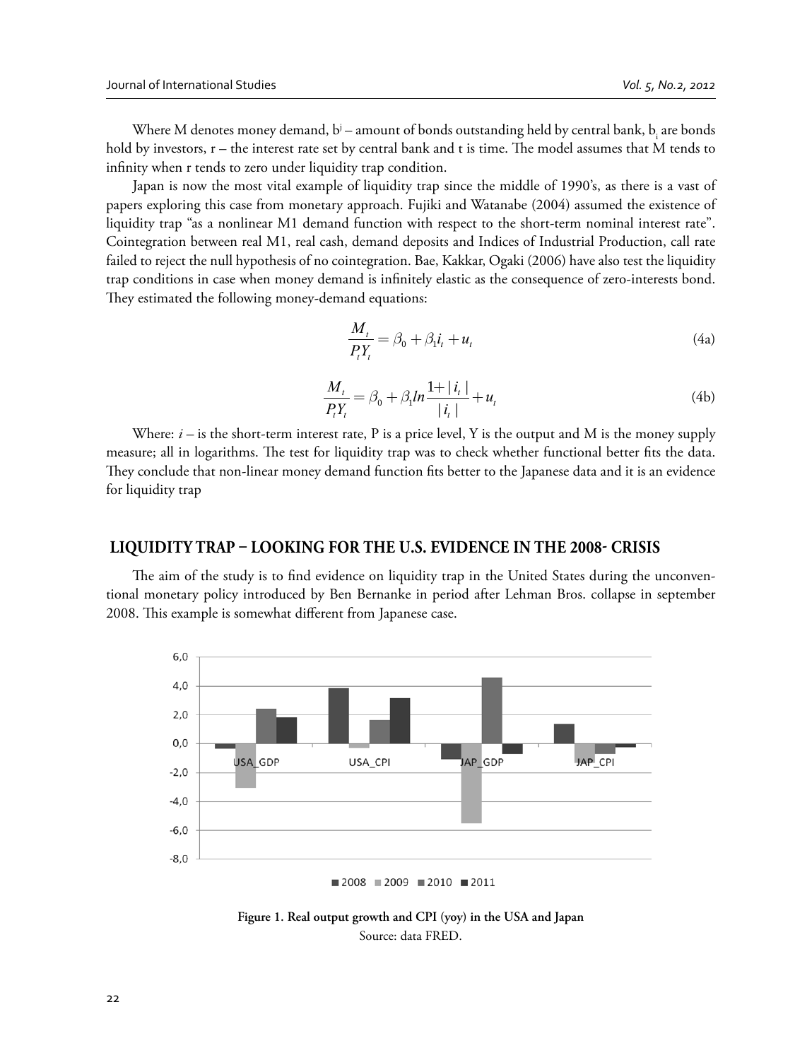Where M denotes money demand, $b^j$ – amount of bonds outstanding held by central bank, $b_i$ are bonds hold by investors, r – the interest rate set by central bank and t is time. The model assumes that M tends to infinity when r tends to zero under liquidity trap condition.

Japan is now the most vital example of liquidity trap since the middle of 1990's, as there is a vast of papers exploring this case from monetary approach. Fujiki and Watanabe (2004) assumed the existence of liquidity trap "as a nonlinear M1 demand function with respect to the short-term nominal interest rate". Cointegration between real M1, real cash, demand deposits and Indices of Industrial Production, call rate failed to reject the null hypothesis of no cointegration. Bae, Kakkar, Ogaki (2006) have also test the liquidity trap conditions in case when money demand is infinitely elastic as the consequence of zero-interests bond. They estimated the following money-demand equations:

$$\frac{M_t}{P_t Y_t} = \beta_0 + \beta_1 i_t + u_t \tag{4a}$$

$$\frac{M_t}{P_t Y_t} = \beta_0 + \beta_1 ln \frac{1+|i_t|}{|i_t|} + u_t \tag{4b}$$

Where: $i$ – is the short-term interest rate, P is a price level, Y is the output and M is the money supply measure; all in logarithms. The test for liquidity trap was to check whether functional better fits the data. They conclude that non-linear money demand function fits better to the Japanese data and it is an evidence for liquidity trap

## LIQUIDITY TRAP – LOOKING FOR THE U.S. EVIDENCE IN THE 2008- CRISIS

The aim of the study is to find evidence on liquidity trap in the United States during the unconventional monetary policy introduced by Ben Bernanke in period after Lehman Bros. collapse in september 2008. This example is somewhat different from Japanese case.

**Figure 1. Real output growth and CPI (yoy) in the USA and Japan**

Source: data FRED.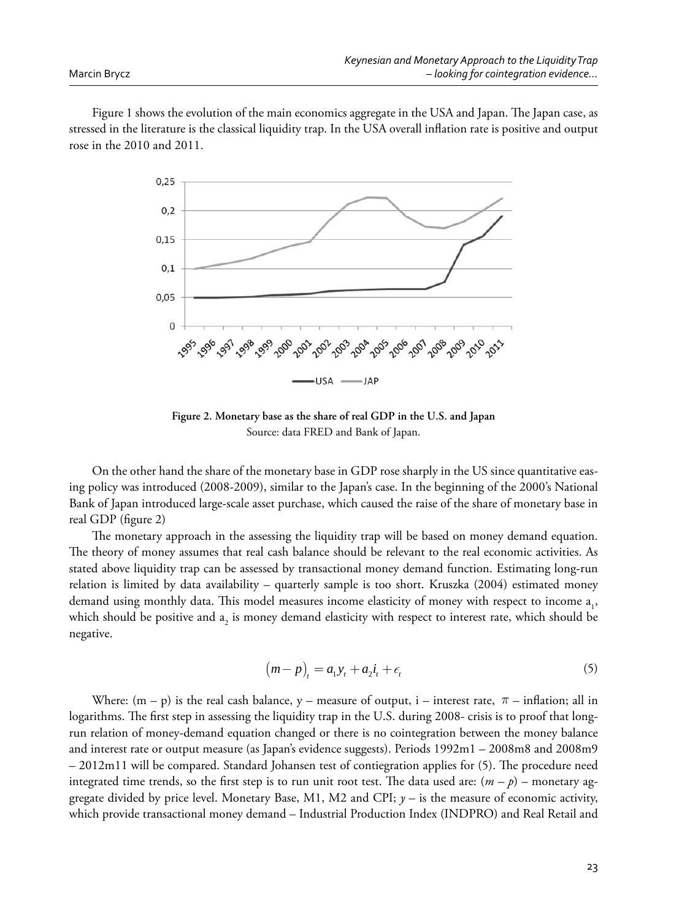Figure 1 shows the evolution of the main economics aggregate in the USA and Japan. The Japan case, as stressed in the literature is the classical liquidity trap. In the USA overall inflation rate is positive and output rose in the 2010 and 2011.

**Figure 2. Monetary base as the share of real GDP in the U.S. and Japan**
Source: data FRED and Bank of Japan.

On the other hand the share of the monetary base in GDP rose sharply in the US since quantitative easing policy was introduced (2008-2009), similar to the Japan's case. In the beginning of the 2000's National Bank of Japan introduced large-scale asset purchase, which caused the raise of the share of monetary base in real GDP (figure 2)

The monetary approach in the assessing the liquidity trap will be based on money demand equation. The theory of money assumes that real cash balance should be relevant to the real economic activities. As stated above liquidity trap can be assessed by transactional money demand function. Estimating long-run relation is limited by data availability – quarterly sample is too short. Kruszka (2004) estimated money demand using monthly data. This model measures income elasticity of money with respect to income $a_1$, which should be positive and $a_2$ is money demand elasticity with respect to interest rate, which should be negative.

$$(m-p)_t = a_1 y_t + a_2 i_t + \epsilon_t \tag{5}$$

Where: (m – p) is the real cash balance, y – measure of output, i – interest rate, $\pi$ – inflation; all in logarithms. The first step in assessing the liquidity trap in the U.S. during 2008- crisis is to proof that long-run relation of money-demand equation changed or there is no cointegration between the money balance and interest rate or output measure (as Japan's evidence suggests). Periods 1992m1 – 2008m8 and 2008m9 – 2012m11 will be compared. Standard Johansen test of contiegration applies for (5). The procedure need integrated time trends, so the first step is to run unit root test. The data used are: $(m-p)$ – monetary aggregate divided by price level. Monetary Base, M1, M2 and CPI; $y$ – is the measure of economic activity, which provide transactional money demand – Industrial Production Index (INDPRO) and Real Retail and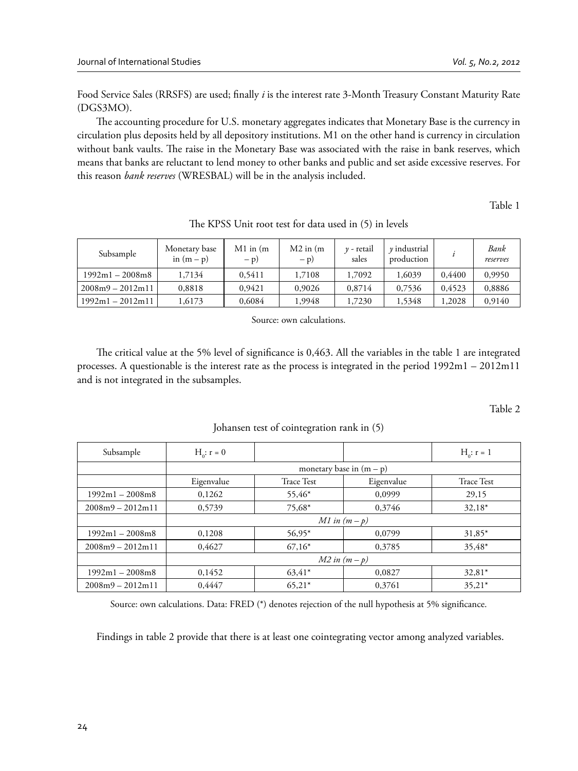Food Service Sales (RRSFS) are used; finally *i* is the interest rate 3-Month Treasury Constant Maturity Rate (DGS3MO).

The accounting procedure for U.S. monetary aggregates indicates that Monetary Base is the currency in circulation plus deposits held by all depository institutions. M1 on the other hand is currency in circulation without bank vaults. The raise in the Monetary Base was associated with the raise in bank reserves, which means that banks are reluctant to lend money to other banks and public and set aside excessive reserves. For this reason *bank reserves* (WRESBAL) will be in the analysis included.

Table 1

The KPSS Unit root test for data used in (5) in levels

| Subsample | Monetary base in (m – p) | M1 in (m – p) | M2 in (m – p) | *y* - retail sales | *y* industrial production | *i* | *Bank reserves* |
|---|---|---|---|---|---|---|---|
| 1992m1 – 2008m8 | 1,7134 | 0,5411 | 1,7108 | 1,7092 | 1,6039 | 0,4400 | 0,9950 |
| 2008m9 – 2012m11 | 0,8818 | 0,9421 | 0,9026 | 0,8714 | 0,7536 | 0,4523 | 0,8886 |
| 1992m1 – 2012m11 | 1,6173 | 0,6084 | 1,9948 | 1,7230 | 1,5348 | 1,2028 | 0,9140 |

Source: own calculations.

The critical value at the 5% level of significance is 0,463. All the variables in the table 1 are integrated processes. A questionable is the interest rate as the process is integrated in the period 1992m1 – 2012m11 and is not integrated in the subsamples.

Table 2

Johansen test of cointegration rank in (5)

| Subsample | $H_0$: r = 0 | | | $H_0$: r = 1 |
|---|---|---|---|---|
| | monetary base in (m – p) | | | |
| | Eigenvalue | Trace Test | Eigenvalue | Trace Test |
| 1992m1 – 2008m8 | 0,1262 | 55,46* | 0,0999 | 29,15 |
| 2008m9 – 2012m11 | 0,5739 | 75,68* | 0,3746 | 32,18* |
| | *M1 in (m – p)* | | | |
| 1992m1 – 2008m8 | 0,1208 | 56,95* | 0,0799 | 31,85* |
| 2008m9 – 2012m11 | 0,4627 | 67,16* | 0,3785 | 35,48* |
| | *M2 in (m – p)* | | | |
| 1992m1 – 2008m8 | 0,1452 | 63,41* | 0,0827 | 32,81* |
| 2008m9 – 2012m11 | 0,4447 | 65,21* | 0,3761 | 35,21* |

Source: own calculations. Data: FRED (*) denotes rejection of the null hypothesis at 5% significance.

Findings in table 2 provide that there is at least one cointegrating vector among analyzed variables.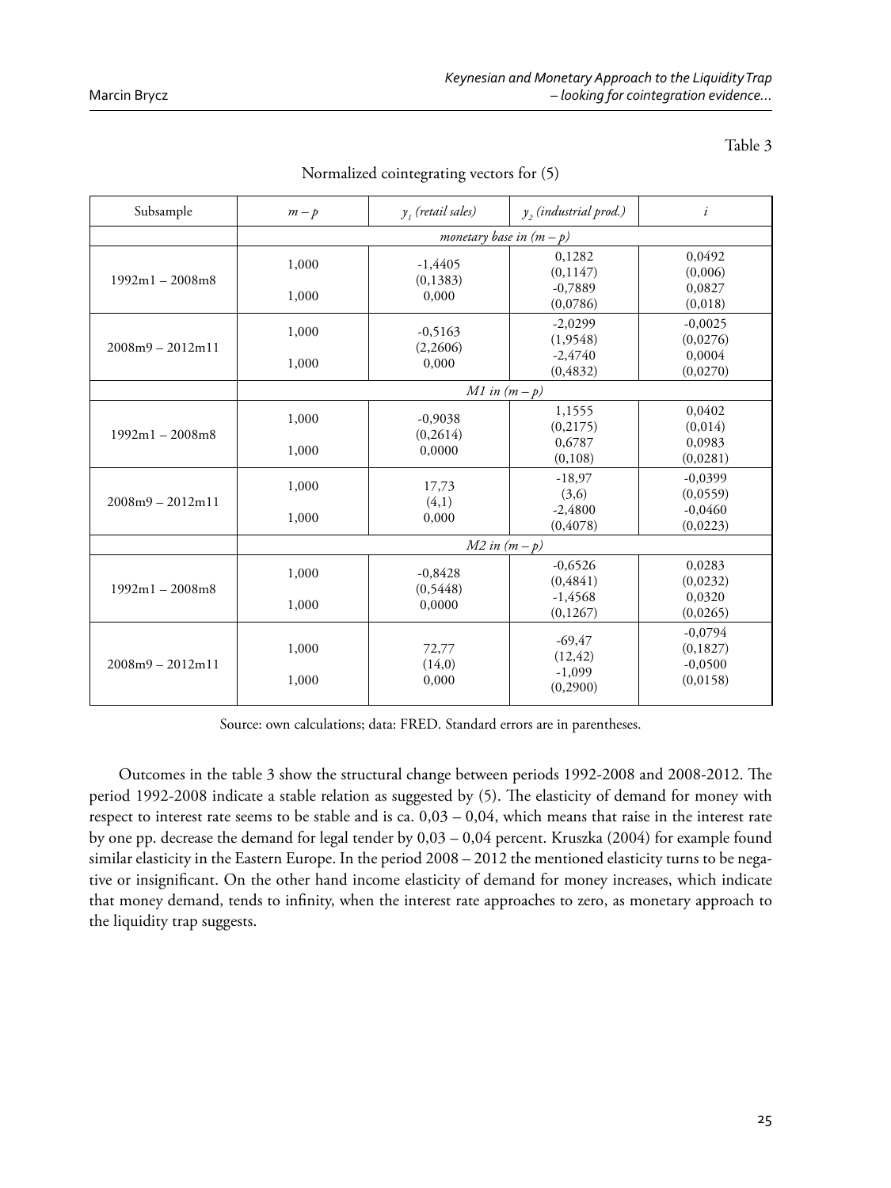Table 3

Normalized cointegrating vectors for (5)

| Subsample | $m-p$ | $y_1$ (retail sales) | $y_2$ (industrial prod.) | $i$ |
|---|---|---|---|---|
| | *monetary base in* $(m-p)$ | | | |
| 1992m1 – 2008m8 | 1,000 | -1,4405 (0,1383) | 0,1282 (0,1147) | 0,0492 (0,006) |
| | 1,000 | 0,000 | -0,7889 (0,0786) | 0,0827 (0,018) |
| 2008m9 – 2012m11 | 1,000 | -0,5163 (2,2606) | -2,0299 (1,9548) | -0,0025 (0,0276) |
| | 1,000 | 0,000 | -2,4740 (0,4832) | 0,0004 (0,0270) |
| | *M1 in* $(m-p)$ | | | |
| 1992m1 – 2008m8 | 1,000 | -0,9038 (0,2614) | 1,1555 (0,2175) | 0,0402 (0,014) |
| | 1,000 | 0,0000 | 0,6787 (0,108) | 0,0983 (0,0281) |
| 2008m9 – 2012m11 | 1,000 | 17,73 (4,1) | -18,97 (3,6) | -0,0399 (0,0559) |
| | 1,000 | 0,000 | -2,4800 (0,4078) | -0,0460 (0,0223) |
| | *M2 in* $(m-p)$ | | | |
| 1992m1 – 2008m8 | 1,000 | -0,8428 (0,5448) | -0,6526 (0,4841) | 0,0283 (0,0232) |
| | 1,000 | 0,0000 | -1,4568 (0,1267) | 0,0320 (0,0265) |
| 2008m9 – 2012m11 | 1,000 | 72,77 (14,0) | -69,47 (12,42) | -0,0794 (0,1827) |
| | 1,000 | 0,000 | -1,099 (0,2900) | -0,0500 (0,0158) |

Source: own calculations; data: FRED. Standard errors are in parentheses.

Outcomes in the table 3 show the structural change between periods 1992-2008 and 2008-2012. The period 1992-2008 indicate a stable relation as suggested by (5). The elasticity of demand for money with respect to interest rate seems to be stable and is ca. 0,03 – 0,04, which means that raise in the interest rate by one pp. decrease the demand for legal tender by 0,03 – 0,04 percent. Kruszka (2004) for example found similar elasticity in the Eastern Europe. In the period 2008 – 2012 the mentioned elasticity turns to be negative or insignificant. On the other hand income elasticity of demand for money increases, which indicate that money demand, tends to infinity, when the interest rate approaches to zero, as monetary approach to the liquidity trap suggests.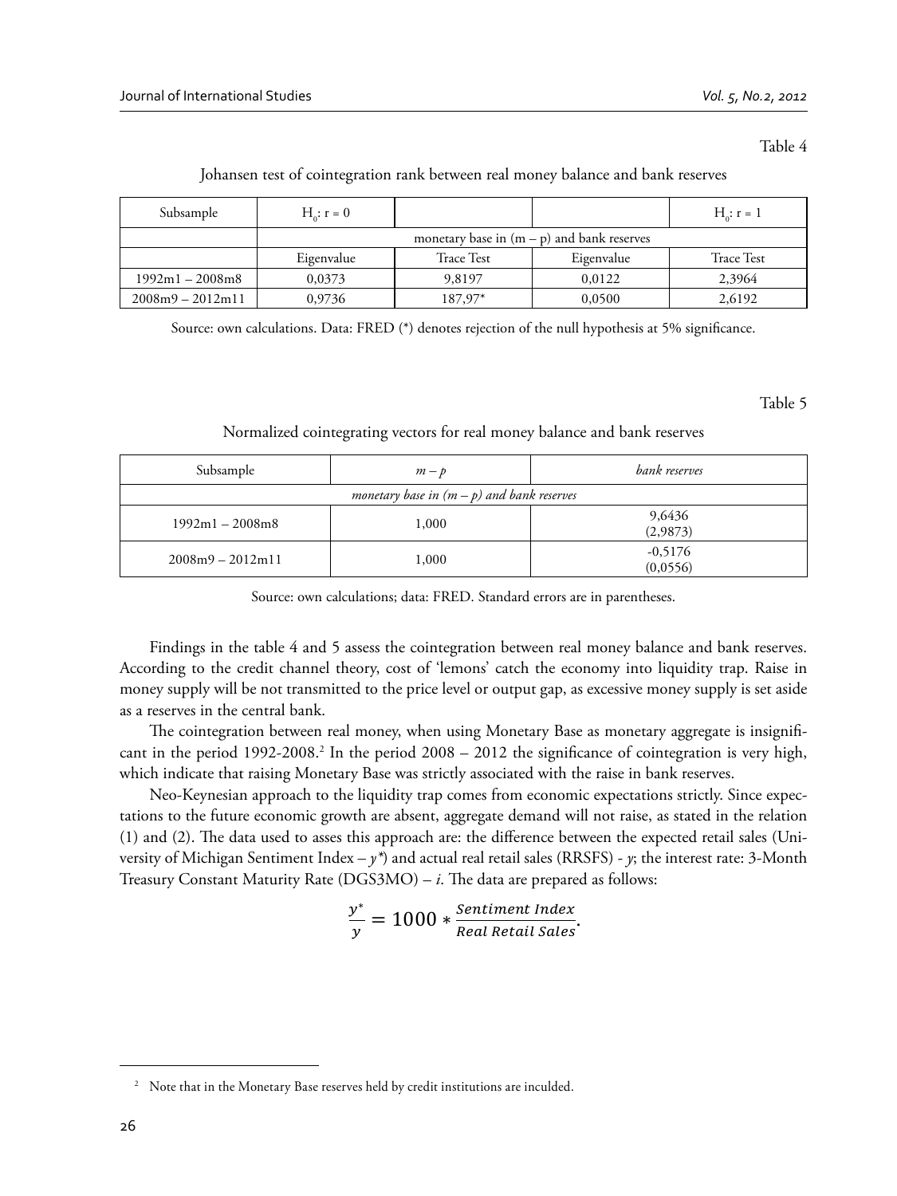Table 4

Johansen test of cointegration rank between real money balance and bank reserves

| Subsample | $H_0$: r = 0 | | | $H_0$: r = 1 |
|---|---|---|---|---|
| | monetary base in (m – p) and bank reserves | | | |
| | Eigenvalue | Trace Test | Eigenvalue | Trace Test |
| 1992m1 – 2008m8 | 0,0373 | 9,8197 | 0,0122 | 2,3964 |
| 2008m9 – 2012m11 | 0,9736 | 187,97* | 0,0500 | 2,6192 |

Source: own calculations. Data: FRED (*) denotes rejection of the null hypothesis at 5% significance.

Table 5

Normalized cointegrating vectors for real money balance and bank reserves

| Subsample | $m-p$ | *bank reserves* |
|---|---|---|
| *monetary base in (m – p) and bank reserves* | | |
| 1992m1 – 2008m8 | 1,000 | 9,6436 (2,9873) |
| 2008m9 – 2012m11 | 1,000 | -0,5176 (0,0556) |

Source: own calculations; data: FRED. Standard errors are in parentheses.

Findings in the table 4 and 5 assess the cointegration between real money balance and bank reserves. According to the credit channel theory, cost of 'lemons' catch the economy into liquidity trap. Raise in money supply will be not transmitted to the price level or output gap, as excessive money supply is set aside as a reserves in the central bank.

The cointegration between real money, when using Monetary Base as monetary aggregate is insignificant in the period 1992-2008.[2] In the period 2008 – 2012 the significance of cointegration is very high, which indicate that raising Monetary Base was strictly associated with the raise in bank reserves.

Neo-Keynesian approach to the liquidity trap comes from economic expectations strictly. Since expectations to the future economic growth are absent, aggregate demand will not raise, as stated in the relation (1) and (2). The data used to asses this approach are: the difference between the expected retail sales (University of Michigan Sentiment Index – $y^*$) and actual real retail sales (RRSFS) - $y$; the interest rate: 3-Month Treasury Constant Maturity Rate (DGS3MO) – $i$. The data are prepared as follows:

$$\frac{y^*}{y} = 1000 * \frac{Sentiment\ Index}{Real\ Retail\ Sales}.$$

[2] Note that in the Monetary Base reserves held by credit institutions are inculded.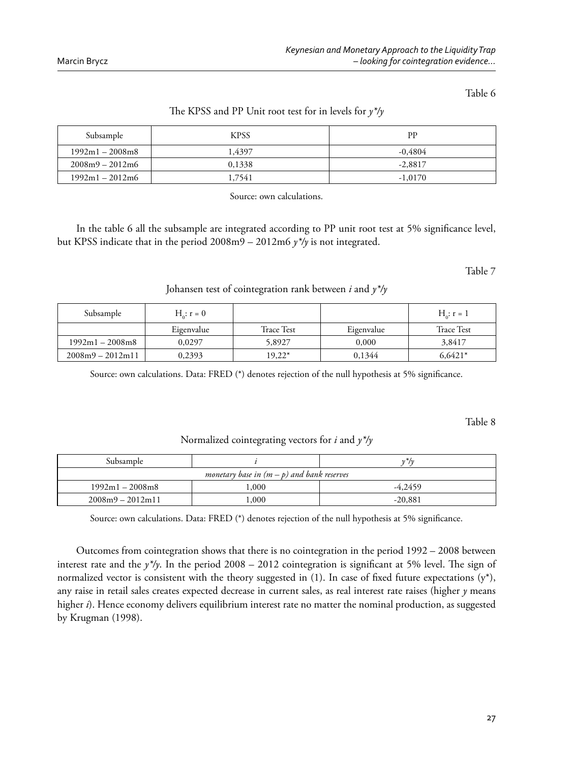Table 6

The KPSS and PP Unit root test for in levels for $y^{*}/y$

| Subsample | KPSS | PP |
|---|---|---|
| 1992m1 – 2008m8 | 1,4397 | -0,4804 |
| 2008m9 – 2012m6 | 0,1338 | -2,8817 |
| 1992m1 – 2012m6 | 1,7541 | -1,0170 |

Source: own calculations.

In the table 6 all the subsample are integrated according to PP unit root test at 5% significance level, but KPSS indicate that in the period 2008m9 – 2012m6 $y^{*}/y$ is not integrated.

Table 7

Johansen test of cointegration rank between $i$ and $y^{*}/y$

| Subsample | $H_0$: r = 0 | | | $H_0$: r = 1 |
|---|---|---|---|---|
| | Eigenvalue | Trace Test | Eigenvalue | Trace Test |
| 1992m1 – 2008m8 | 0,0297 | 5,8927 | 0,000 | 3,8417 |
| 2008m9 – 2012m11 | 0,2393 | 19,22* | 0,1344 | 6,6421* |

Source: own calculations. Data: FRED (*) denotes rejection of the null hypothesis at 5% significance.

Table 8

Normalized cointegrating vectors for $i$ and $y^{*}/y$

| Subsample | $i$ | $y^{*}/y$ |
|---|---|---|
| *monetary base in $(m-p)$ and bank reserves* | | |
| 1992m1 – 2008m8 | 1,000 | -4,2459 |
| 2008m9 – 2012m11 | 1,000 | -20,881 |

Source: own calculations. Data: FRED (*) denotes rejection of the null hypothesis at 5% significance.

Outcomes from cointegration shows that there is no cointegration in the period 1992 – 2008 between interest rate and the $y^{*}/y$. In the period 2008 – 2012 cointegration is significant at 5% level. The sign of normalized vector is consistent with the theory suggested in (1). In case of fixed future expectations ($y^{*}$), any raise in retail sales creates expected decrease in current sales, as real interest rate raises (higher $y$ means higher $i$). Hence economy delivers equilibrium interest rate no matter the nominal production, as suggested by Krugman (1998).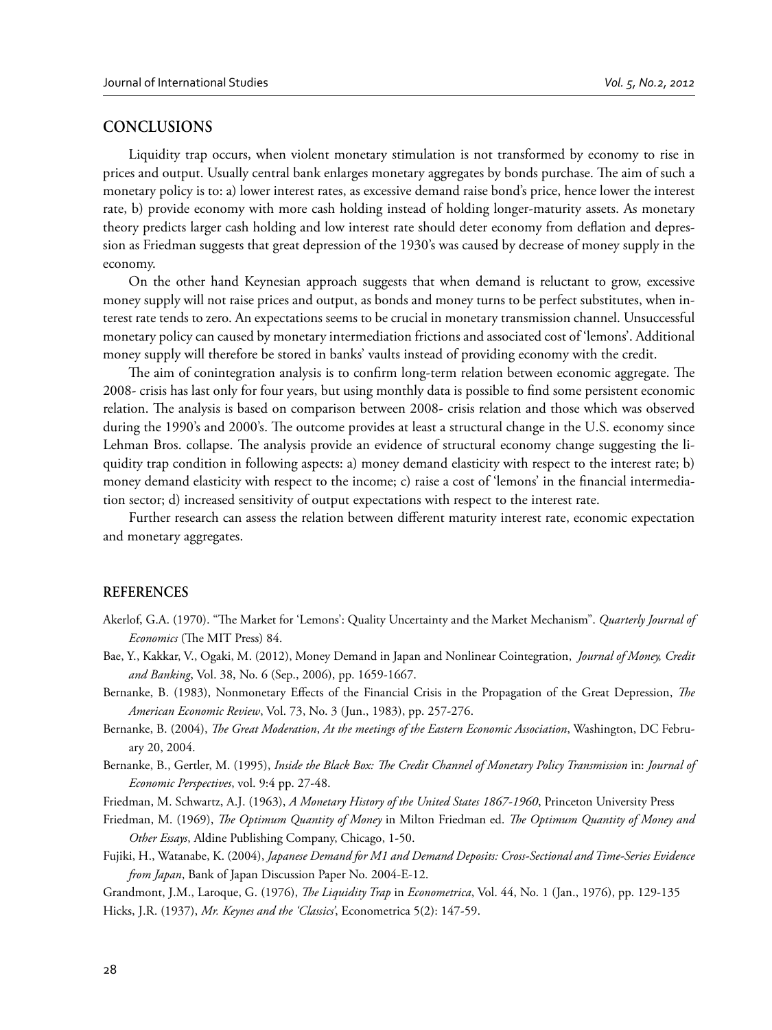## CONCLUSIONS

Liquidity trap occurs, when violent monetary stimulation is not transformed by economy to rise in prices and output. Usually central bank enlarges monetary aggregates by bonds purchase. The aim of such a monetary policy is to: a) lower interest rates, as excessive demand raise bond's price, hence lower the interest rate, b) provide economy with more cash holding instead of holding longer-maturity assets. As monetary theory predicts larger cash holding and low interest rate should deter economy from deflation and depression as Friedman suggests that great depression of the 1930's was caused by decrease of money supply in the economy.

On the other hand Keynesian approach suggests that when demand is reluctant to grow, excessive money supply will not raise prices and output, as bonds and money turns to be perfect substitutes, when interest rate tends to zero. An expectations seems to be crucial in monetary transmission channel. Unsuccessful monetary policy can caused by monetary intermediation frictions and associated cost of 'lemons'. Additional money supply will therefore be stored in banks' vaults instead of providing economy with the credit.

The aim of conintegration analysis is to confirm long-term relation between economic aggregate. The 2008- crisis has last only for four years, but using monthly data is possible to find some persistent economic relation. The analysis is based on comparison between 2008- crisis relation and those which was observed during the 1990's and 2000's. The outcome provides at least a structural change in the U.S. economy since Lehman Bros. collapse. The analysis provide an evidence of structural economy change suggesting the liquidity trap condition in following aspects: a) money demand elasticity with respect to the interest rate; b) money demand elasticity with respect to the income; c) raise a cost of 'lemons' in the financial intermediation sector; d) increased sensitivity of output expectations with respect to the interest rate.

Further research can assess the relation between different maturity interest rate, economic expectation and monetary aggregates.

## REFERENCES

Akerlof, G.A. (1970). "The Market for 'Lemons': Quality Uncertainty and the Market Mechanism". *Quarterly Journal of Economics* (The MIT Press) 84.

Bae, Y., Kakkar, V., Ogaki, M. (2012), Money Demand in Japan and Nonlinear Cointegration, *Journal of Money, Credit and Banking*, Vol. 38, No. 6 (Sep., 2006), pp. 1659-1667.

Bernanke, B. (1983), Nonmonetary Effects of the Financial Crisis in the Propagation of the Great Depression, *The American Economic Review*, Vol. 73, No. 3 (Jun., 1983), pp. 257-276.

Bernanke, B. (2004), *The Great Moderation*, *At the meetings of the Eastern Economic Association*, Washington, DC February 20, 2004.

Bernanke, B., Gertler, M. (1995), *Inside the Black Box: The Credit Channel of Monetary Policy Transmission* in: *Journal of Economic Perspectives*, vol. 9:4 pp. 27-48.

Friedman, M. Schwartz, A.J. (1963), *A Monetary History of the United States 1867-1960*, Princeton University Press

Friedman, M. (1969), *The Optimum Quantity of Money* in Milton Friedman ed. *The Optimum Quantity of Money and Other Essays*, Aldine Publishing Company, Chicago, 1-50.

Fujiki, H., Watanabe, K. (2004), *Japanese Demand for M1 and Demand Deposits: Cross-Sectional and Time-Series Evidence from Japan*, Bank of Japan Discussion Paper No. 2004-E-12.

Grandmont, J.M., Laroque, G. (1976), *The Liquidity Trap* in *Econometrica*, Vol. 44, No. 1 (Jan., 1976), pp. 129-135

Hicks, J.R. (1937), *Mr. Keynes and the 'Classics'*, Econometrica 5(2): 147-59.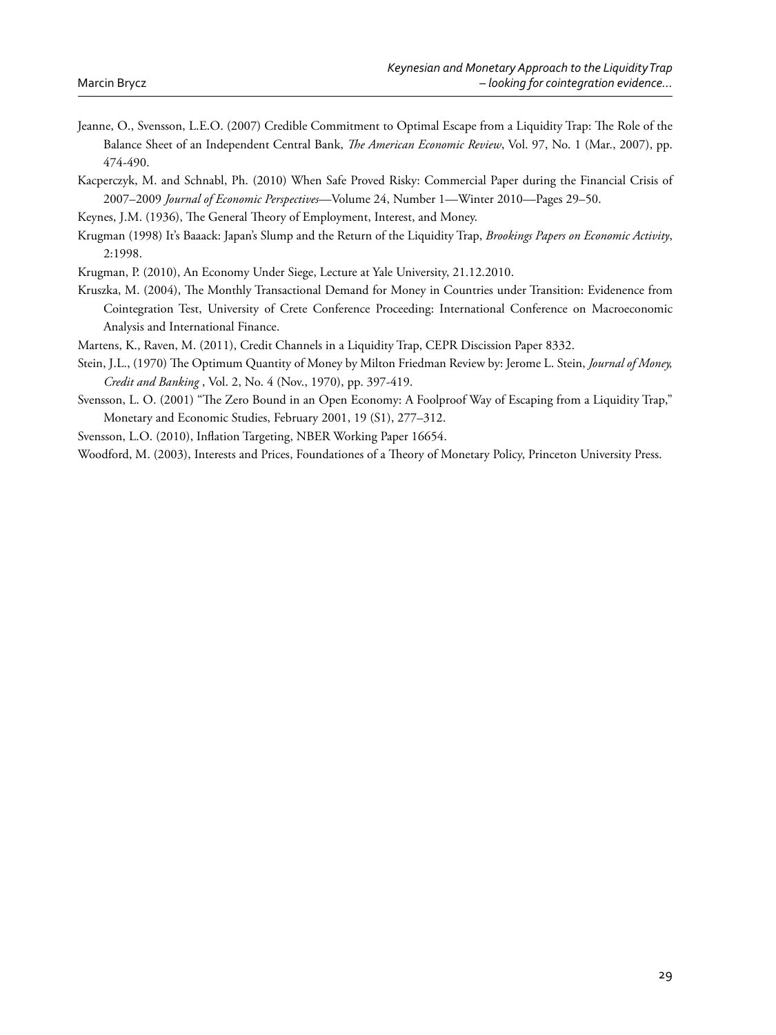Jeanne, O., Svensson, L.E.O. (2007) Credible Commitment to Optimal Escape from a Liquidity Trap: The Role of the Balance Sheet of an Independent Central Bank, *The American Economic Review*, Vol. 97, No. 1 (Mar., 2007), pp. 474-490.

Kacperczyk, M. and Schnabl, Ph. (2010) When Safe Proved Risky: Commercial Paper during the Financial Crisis of 2007–2009 *Journal of Economic Perspectives*—Volume 24, Number 1—Winter 2010—Pages 29–50.

Keynes, J.M. (1936), The General Theory of Employment, Interest, and Money.

Krugman (1998) It's Baaack: Japan's Slump and the Return of the Liquidity Trap, *Brookings Papers on Economic Activity*, 2:1998.

Krugman, P. (2010), An Economy Under Siege, Lecture at Yale University, 21.12.2010.

Kruszka, M. (2004), The Monthly Transactional Demand for Money in Countries under Transition: Evidence from Cointegration Test, University of Crete Conference Proceeding: International Conference on Macroeconomic Analysis and International Finance.

Martens, K., Raven, M. (2011), Credit Channels in a Liquidity Trap, CEPR Discission Paper 8332.

Stein, J.L., (1970) The Optimum Quantity of Money by Milton Friedman Review by: Jerome L. Stein, *Journal of Money, Credit and Banking* , Vol. 2, No. 4 (Nov., 1970), pp. 397-419.

Svensson, L. O. (2001) "The Zero Bound in an Open Economy: A Foolproof Way of Escaping from a Liquidity Trap," Monetary and Economic Studies, February 2001, 19 (S1), 277–312.

Svensson, L.O. (2010), Inflation Targeting, NBER Working Paper 16654.

Woodford, M. (2003), Interests and Prices, Foundationes of a Theory of Monetary Policy, Princeton University Press.